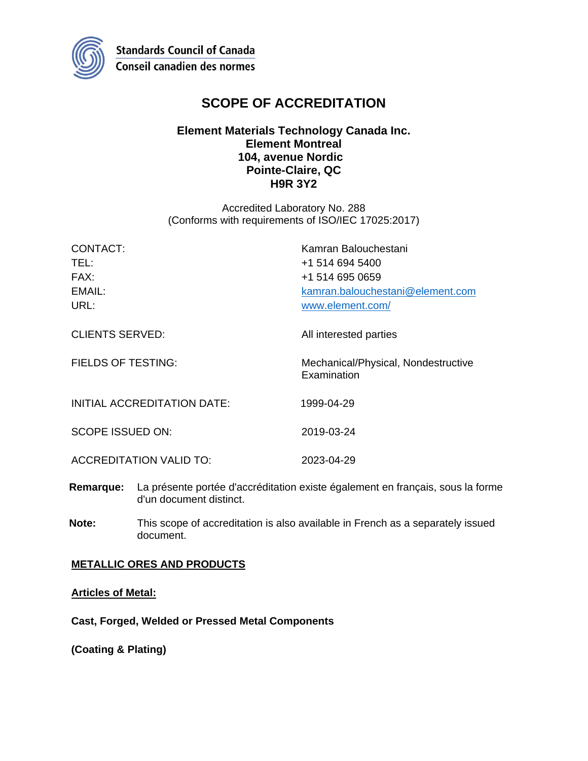Standards Council of Canada
Conseil canadien des normes

# SCOPE OF ACCREDITATION

**Element Materials Technology Canada Inc.**
**Element Montreal**
**104, avenue Nordic**
**Pointe-Claire, QC**
**H9R 3Y2**

Accredited Laboratory No. 288
(Conforms with requirements of ISO/IEC 17025:2017)

| | |
|---|---|
| CONTACT: | Kamran Balouchestani |
| TEL: | +1 514 694 5400 |
| FAX: | +1 514 695 0659 |
| EMAIL: | kamran.balouchestani@element.com |
| URL: | www.element.com/ |
| CLIENTS SERVED: | All interested parties |
| FIELDS OF TESTING: | Mechanical/Physical, Nondestructive Examination |
| INITIAL ACCREDITATION DATE: | 1999-04-29 |
| SCOPE ISSUED ON: | 2019-03-24 |
| ACCREDITATION VALID TO: | 2023-04-29 |

**Remarque:** La présente portée d'accréditation existe également en français, sous la forme d'un document distinct.

**Note:** This scope of accreditation is also available in French as a separately issued document.

**METALLIC ORES AND PRODUCTS**

**Articles of Metal:**

**Cast, Forged, Welded or Pressed Metal Components**

**(Coating & Plating)**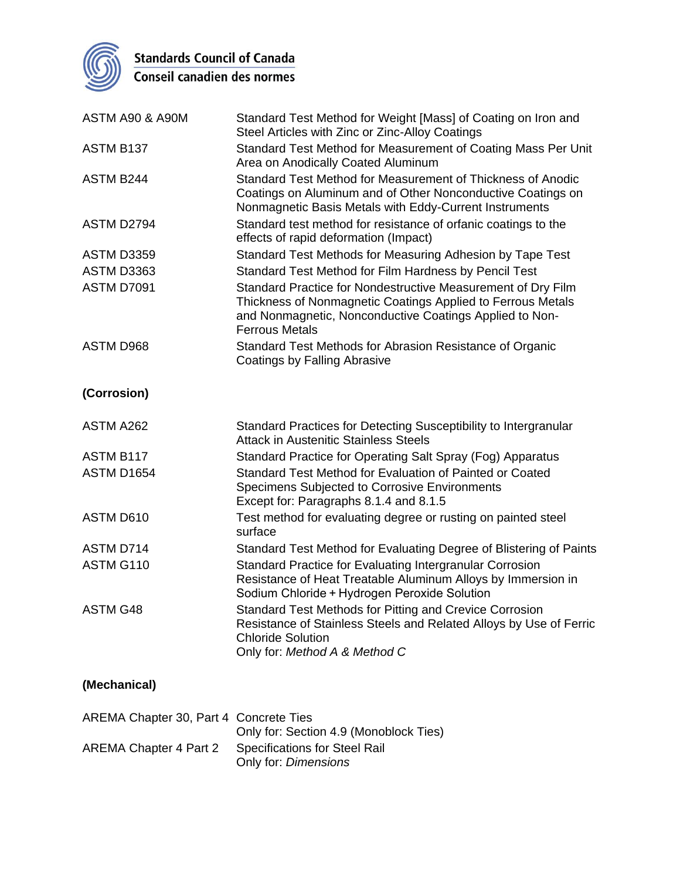| | |
|---|---|
| ASTM A90 & A90M | Standard Test Method for Weight [Mass] of Coating on Iron and Steel Articles with Zinc or Zinc-Alloy Coatings |
| ASTM B137 | Standard Test Method for Measurement of Coating Mass Per Unit Area on Anodically Coated Aluminum |
| ASTM B244 | Standard Test Method for Measurement of Thickness of Anodic Coatings on Aluminum and of Other Nonconductive Coatings on Nonmagnetic Basis Metals with Eddy-Current Instruments |
| ASTM D2794 | Standard test method for resistance of orfanic coatings to the effects of rapid deformation (Impact) |
| ASTM D3359 | Standard Test Methods for Measuring Adhesion by Tape Test |
| ASTM D3363 | Standard Test Method for Film Hardness by Pencil Test |
| ASTM D7091 | Standard Practice for Nondestructive Measurement of Dry Film Thickness of Nonmagnetic Coatings Applied to Ferrous Metals and Nonmagnetic, Nonconductive Coatings Applied to Non-Ferrous Metals |
| ASTM D968 | Standard Test Methods for Abrasion Resistance of Organic Coatings by Falling Abrasive |

**(Corrosion)**

| | |
|---|---|
| ASTM A262 | Standard Practices for Detecting Susceptibility to Intergranular Attack in Austenitic Stainless Steels |
| ASTM B117 | Standard Practice for Operating Salt Spray (Fog) Apparatus |
| ASTM D1654 | Standard Test Method for Evaluation of Painted or Coated Specimens Subjected to Corrosive Environments<br>Except for: Paragraphs 8.1.4 and 8.1.5 |
| ASTM D610 | Test method for evaluating degree or rusting on painted steel surface |
| ASTM D714 | Standard Test Method for Evaluating Degree of Blistering of Paints |
| ASTM G110 | Standard Practice for Evaluating Intergranular Corrosion Resistance of Heat Treatable Aluminum Alloys by Immersion in Sodium Chloride + Hydrogen Peroxide Solution |
| ASTM G48 | Standard Test Methods for Pitting and Crevice Corrosion Resistance of Stainless Steels and Related Alloys by Use of Ferric Chloride Solution<br>Only for: *Method A & Method C* |

**(Mechanical)**

| | |
|---|---|
| AREMA Chapter 30, Part 4 | Concrete Ties<br>Only for: Section 4.9 (Monoblock Ties) |
| AREMA Chapter 4 Part 2 | Specifications for Steel Rail<br>Only for: *Dimensions* |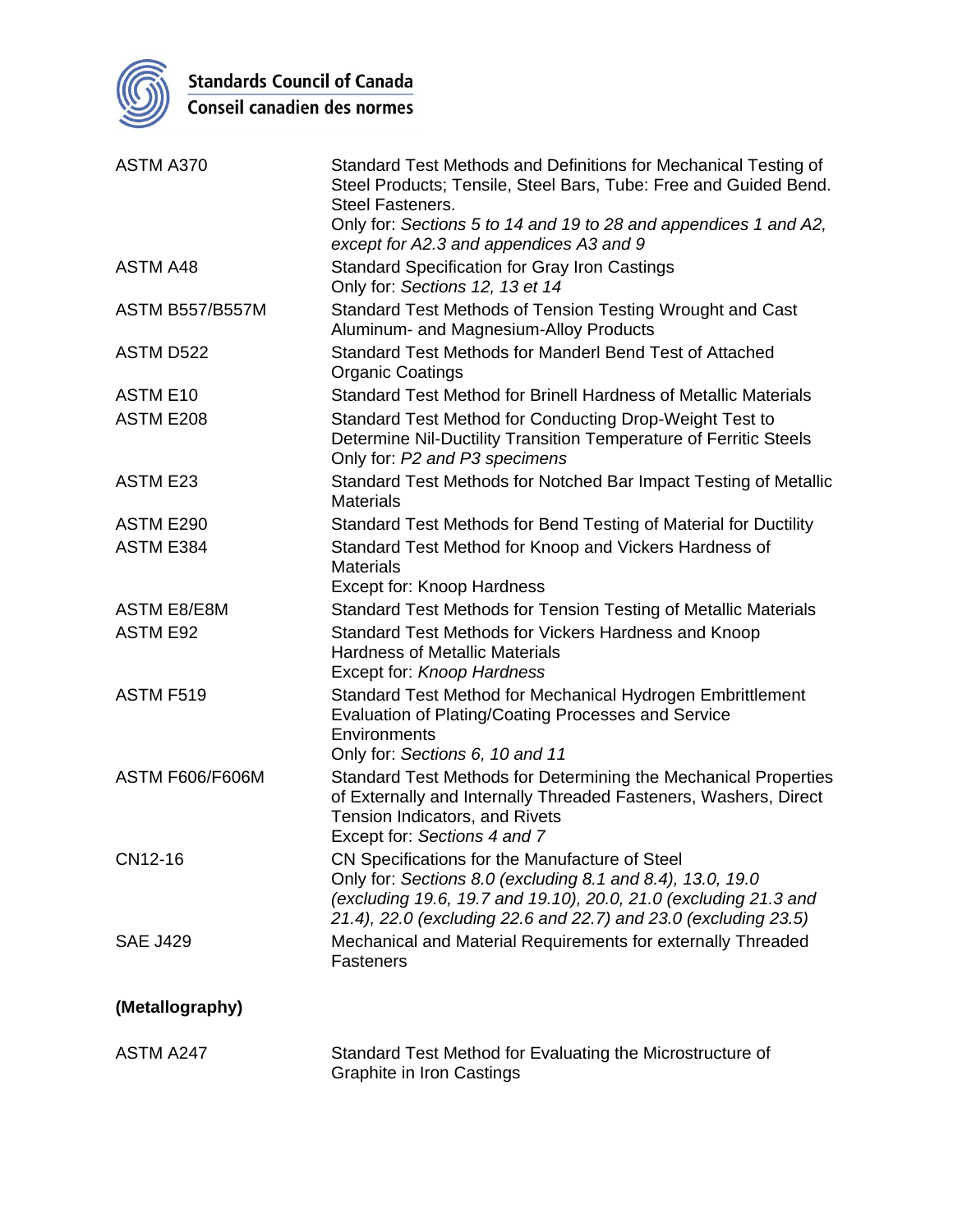| | |
|---|---|
| ASTM A370 | Standard Test Methods and Definitions for Mechanical Testing of Steel Products; Tensile, Steel Bars, Tube: Free and Guided Bend. Steel Fasteners.<br>Only for: *Sections 5 to 14 and 19 to 28 and appendices 1 and A2, except for A2.3 and appendices A3 and 9* |
| ASTM A48 | Standard Specification for Gray Iron Castings<br>Only for: *Sections 12, 13 et 14* |
| ASTM B557/B557M | Standard Test Methods of Tension Testing Wrought and Cast Aluminum- and Magnesium-Alloy Products |
| ASTM D522 | Standard Test Methods for Manderl Bend Test of Attached Organic Coatings |
| ASTM E10 | Standard Test Method for Brinell Hardness of Metallic Materials |
| ASTM E208 | Standard Test Method for Conducting Drop-Weight Test to Determine Nil-Ductility Transition Temperature of Ferritic Steels<br>Only for: *P2 and P3 specimens* |
| ASTM E23 | Standard Test Methods for Notched Bar Impact Testing of Metallic Materials |
| ASTM E290 | Standard Test Methods for Bend Testing of Material for Ductility |
| ASTM E384 | Standard Test Method for Knoop and Vickers Hardness of Materials<br>Except for: Knoop Hardness |
| ASTM E8/E8M | Standard Test Methods for Tension Testing of Metallic Materials |
| ASTM E92 | Standard Test Methods for Vickers Hardness and Knoop Hardness of Metallic Materials<br>Except for: *Knoop Hardness* |
| ASTM F519 | Standard Test Method for Mechanical Hydrogen Embrittlement Evaluation of Plating/Coating Processes and Service Environments<br>Only for: *Sections 6, 10 and 11* |
| ASTM F606/F606M | Standard Test Methods for Determining the Mechanical Properties of Externally and Internally Threaded Fasteners, Washers, Direct Tension Indicators, and Rivets<br>Except for: *Sections 4 and 7* |
| CN12-16 | CN Specifications for the Manufacture of Steel<br>Only for: *Sections 8.0 (excluding 8.1 and 8.4), 13.0, 19.0 (excluding 19.6, 19.7 and 19.10), 20.0, 21.0 (excluding 21.3 and 21.4), 22.0 (excluding 22.6 and 22.7) and 23.0 (excluding 23.5)* |
| SAE J429 | Mechanical and Material Requirements for externally Threaded Fasteners |

**(Metallography)**

| | |
|---|---|
| ASTM A247 | Standard Test Method for Evaluating the Microstructure of Graphite in Iron Castings |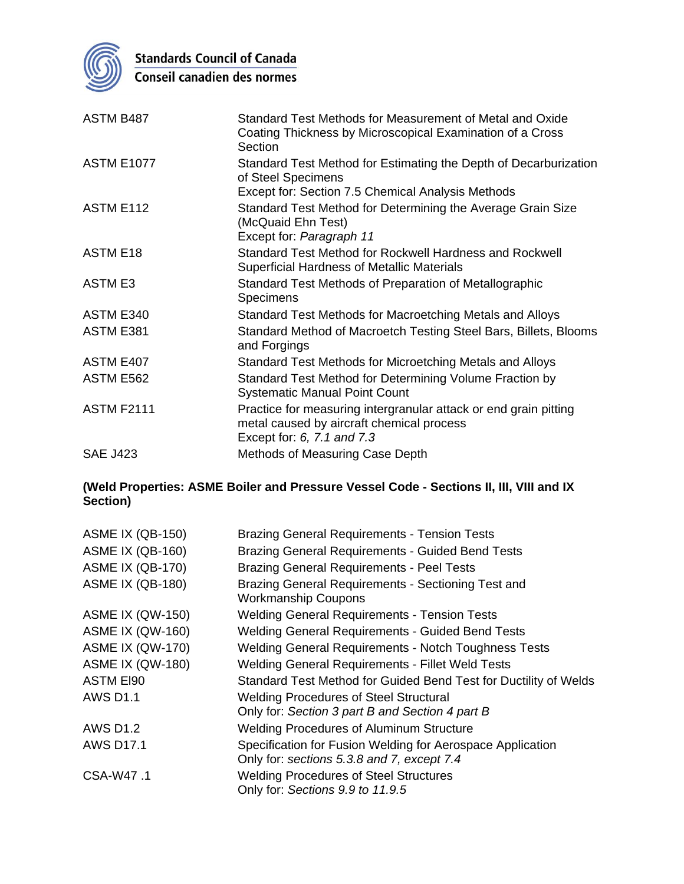| | |
|---|---|
| ASTM B487 | Standard Test Methods for Measurement of Metal and Oxide Coating Thickness by Microscopical Examination of a Cross Section |
| ASTM E1077 | Standard Test Method for Estimating the Depth of Decarburization of Steel Specimens<br>Except for: Section 7.5 Chemical Analysis Methods |
| ASTM E112 | Standard Test Method for Determining the Average Grain Size (McQuaid Ehn Test)<br>Except for: *Paragraph 11* |
| ASTM E18 | Standard Test Method for Rockwell Hardness and Rockwell Superficial Hardness of Metallic Materials |
| ASTM E3 | Standard Test Methods of Preparation of Metallographic Specimens |
| ASTM E340 | Standard Test Methods for Macroetching Metals and Alloys |
| ASTM E381 | Standard Method of Macroetch Testing Steel Bars, Billets, Blooms and Forgings |
| ASTM E407 | Standard Test Methods for Microetching Metals and Alloys |
| ASTM E562 | Standard Test Method for Determining Volume Fraction by Systematic Manual Point Count |
| ASTM F2111 | Practice for measuring intergranular attack or end grain pitting metal caused by aircraft chemical process<br>Except for: *6, 7.1 and 7.3* |
| SAE J423 | Methods of Measuring Case Depth |

**(Weld Properties: ASME Boiler and Pressure Vessel Code - Sections II, III, VIII and IX Section)**

| | |
|---|---|
| ASME IX (QB-150) | Brazing General Requirements - Tension Tests |
| ASME IX (QB-160) | Brazing General Requirements - Guided Bend Tests |
| ASME IX (QB-170) | Brazing General Requirements - Peel Tests |
| ASME IX (QB-180) | Brazing General Requirements - Sectioning Test and Workmanship Coupons |
| ASME IX (QW-150) | Welding General Requirements - Tension Tests |
| ASME IX (QW-160) | Welding General Requirements - Guided Bend Tests |
| ASME IX (QW-170) | Welding General Requirements - Notch Toughness Tests |
| ASME IX (QW-180) | Welding General Requirements - Fillet Weld Tests |
| ASTM El90 | Standard Test Method for Guided Bend Test for Ductility of Welds |
| AWS D1.1 | Welding Procedures of Steel Structural<br>Only for: *Section 3 part B and Section 4 part B* |
| AWS D1.2 | Welding Procedures of Aluminum Structure |
| AWS D17.1 | Specification for Fusion Welding for Aerospace Application<br>Only for: *sections 5.3.8 and 7, except 7.4* |
| CSA-W47 .1 | Welding Procedures of Steel Structures<br>Only for: *Sections 9.9 to 11.9.5* |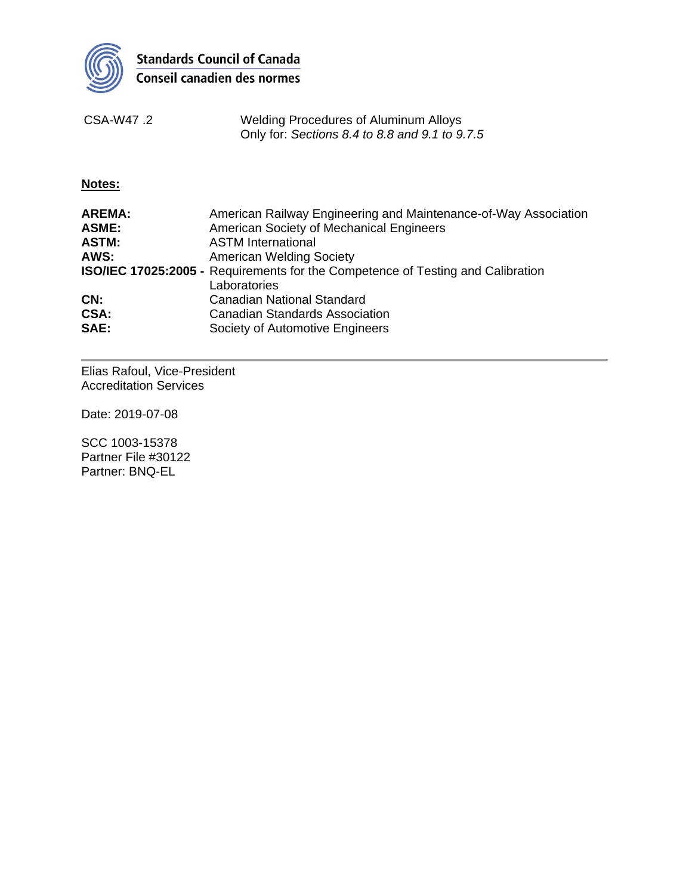Standards Council of Canada
Conseil canadien des normes

| | |
|---|---|
| CSA-W47 .2 | Welding Procedures of Aluminum Alloys<br>Only for: *Sections 8.4 to 8.8 and 9.1 to 9.7.5* |

**Notes:**

| | |
|---|---|
| **AREMA:** | American Railway Engineering and Maintenance-of-Way Association |
| **ASME:** | American Society of Mechanical Engineers |
| **ASTM:** | ASTM International |
| **AWS:** | American Welding Society |
| **ISO/IEC 17025:2005 -** | Requirements for the Competence of Testing and Calibration Laboratories |
| **CN:** | Canadian National Standard |
| **CSA:** | Canadian Standards Association |
| **SAE:** | Society of Automotive Engineers |

---

Elias Rafoul, Vice-President
Accreditation Services

Date: 2019-07-08

SCC 1003-15378
Partner File #30122
Partner: BNQ-EL